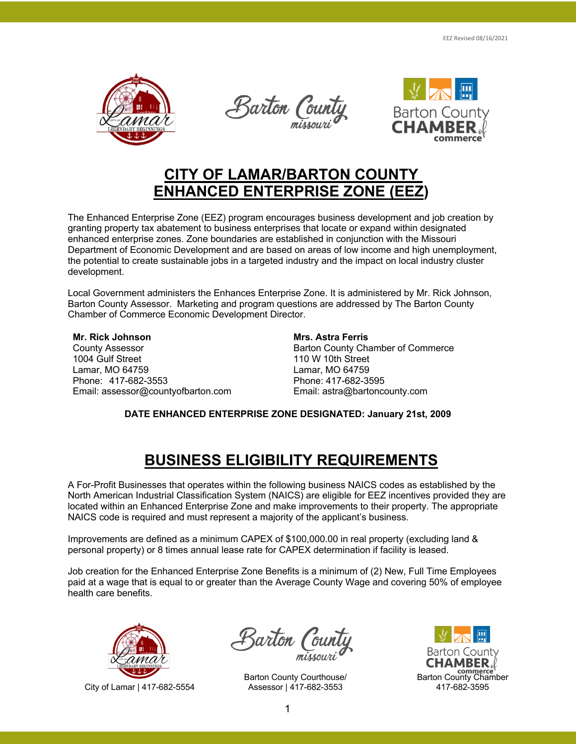EEZ Revised 08/16/2021

# CITY OF LAMAR/BARTON COUNTY ENHANCED ENTERPRISE ZONE (EEZ)

The Enhanced Enterprise Zone (EEZ) program encourages business development and job creation by granting property tax abatement to business enterprises that locate or expand within designated enhanced enterprise zones. Zone boundaries are established in conjunction with the Missouri Department of Economic Development and are based on areas of low income and high unemployment, the potential to create sustainable jobs in a targeted industry and the impact on local industry cluster development.

Local Government administers the Enhances Enterprise Zone. It is administered by Mr. Rick Johnson, Barton County Assessor. Marketing and program questions are addressed by The Barton County Chamber of Commerce Economic Development Director.

**Mr. Rick Johnson**
County Assessor
1004 Gulf Street
Lamar, MO 64759
Phone: 417-682-3553
Email: assessor@countyofbarton.com

**Mrs. Astra Ferris**
Barton County Chamber of Commerce
110 W 10th Street
Lamar, MO 64759
Phone: 417-682-3595
Email: astra@bartoncounty.com

**DATE ENHANCED ENTERPRISE ZONE DESIGNATED: January 21st, 2009**

## BUSINESS ELIGIBILITY REQUIREMENTS

A For-Profit Businesses that operates within the following business NAICS codes as established by the North American Industrial Classification System (NAICS) are eligible for EEZ incentives provided they are located within an Enhanced Enterprise Zone and make improvements to their property. The appropriate NAICS code is required and must represent a majority of the applicant's business.

Improvements are defined as a minimum CAPEX of $100,000.00 in real property (excluding land & personal property) or 8 times annual lease rate for CAPEX determination if facility is leased.

Job creation for the Enhanced Enterprise Zone Benefits is a minimum of (2) New, Full Time Employees paid at a wage that is equal to or greater than the Average County Wage and covering 50% of employee health care benefits.

City of Lamar | 417-682-5554

Barton County Courthouse/ Assessor | 417-682-3553

Barton County Chamber 417-682-3595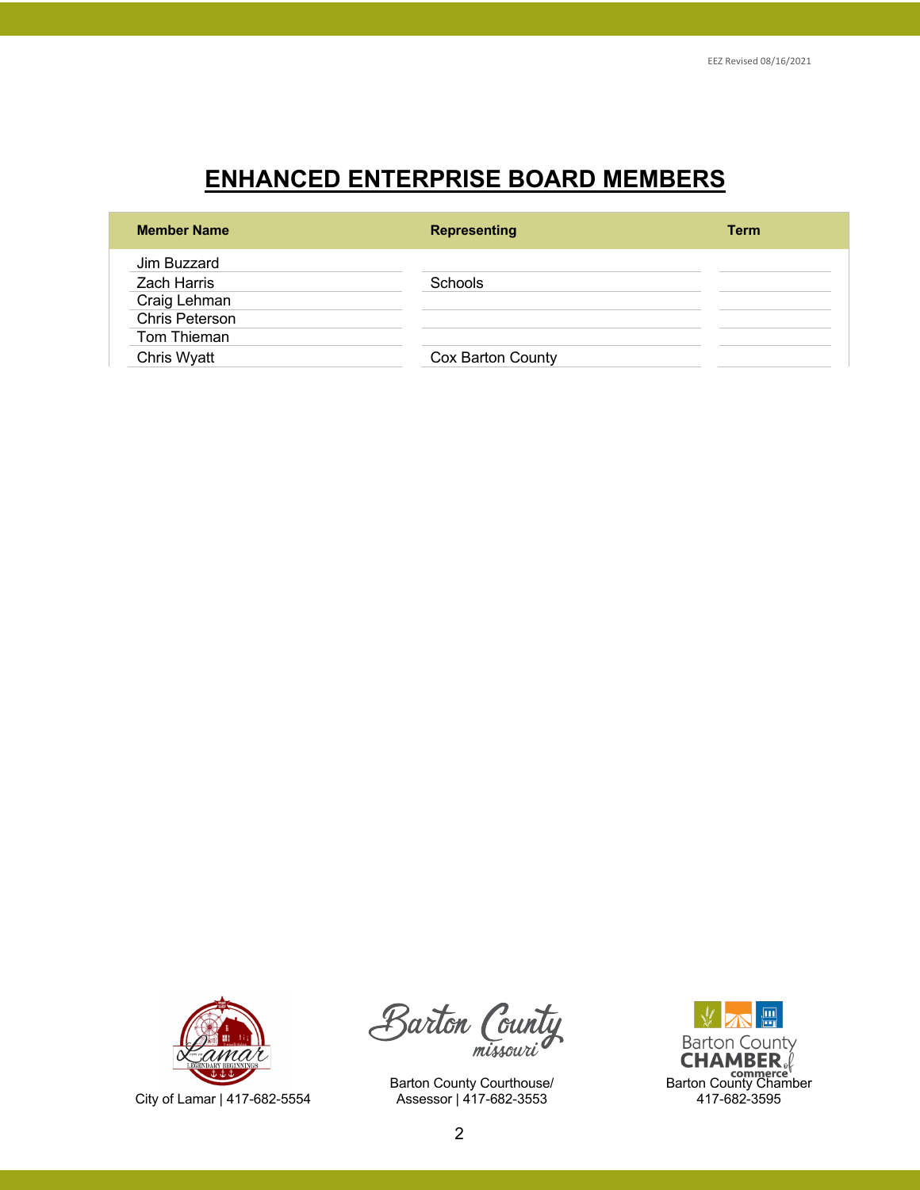# ENHANCED ENTERPRISE BOARD MEMBERS

| Member Name | Representing | Term |
|---|---|---|
| Jim Buzzard | | |
| Zach Harris | Schools | |
| Craig Lehman | | |
| Chris Peterson | | |
| Tom Thieman | | |
| Chris Wyatt | Cox Barton County | |

City of Lamar | 417-682-5554

Barton County Courthouse/ Assessor | 417-682-3553

Barton County Chamber 417-682-3595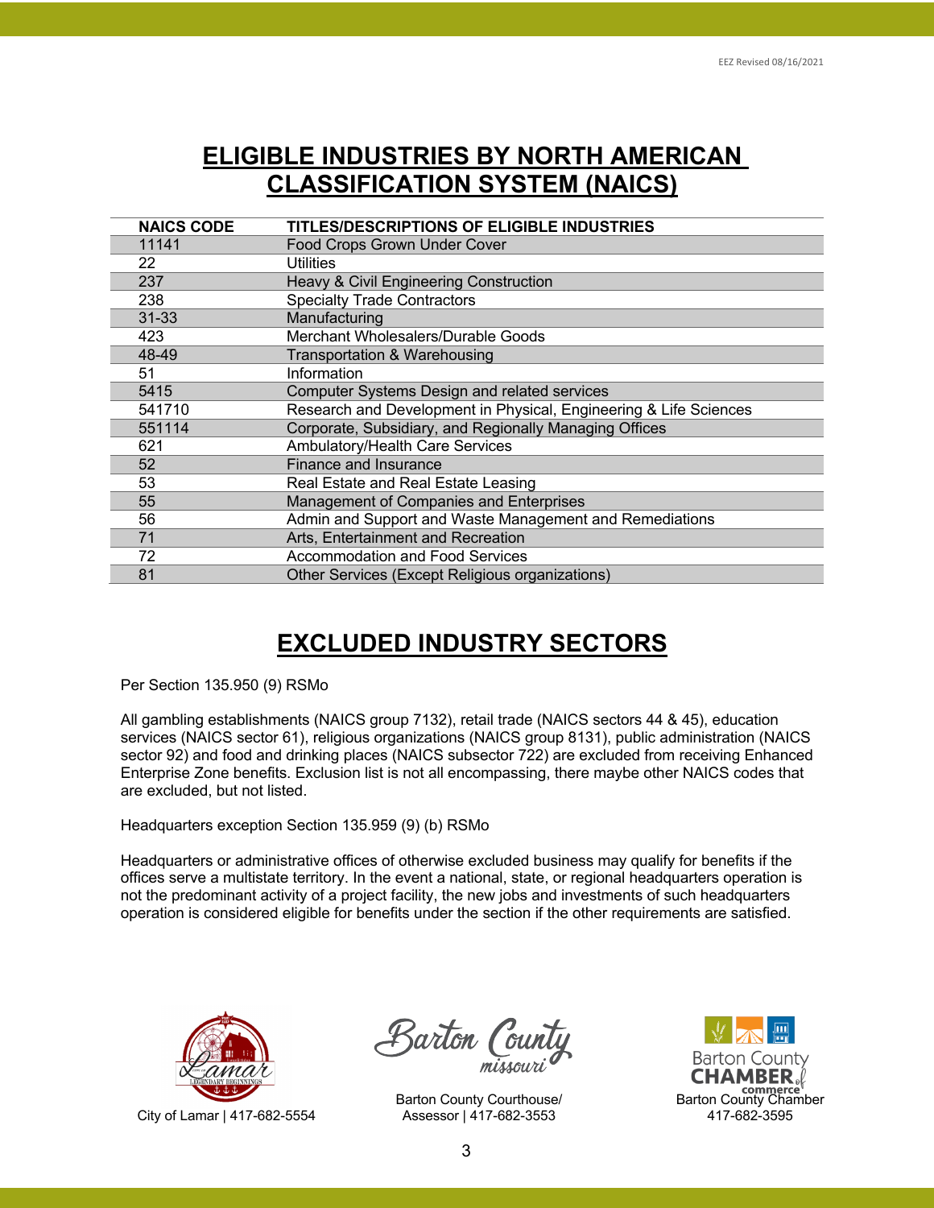# ELIGIBLE INDUSTRIES BY NORTH AMERICAN CLASSIFICATION SYSTEM (NAICS)

| NAICS CODE | TITLES/DESCRIPTIONS OF ELIGIBLE INDUSTRIES |
|---|---|
| 11141 | Food Crops Grown Under Cover |
| 22 | Utilities |
| 237 | Heavy & Civil Engineering Construction |
| 238 | Specialty Trade Contractors |
| 31-33 | Manufacturing |
| 423 | Merchant Wholesalers/Durable Goods |
| 48-49 | Transportation & Warehousing |
| 51 | Information |
| 5415 | Computer Systems Design and related services |
| 541710 | Research and Development in Physical, Engineering & Life Sciences |
| 551114 | Corporate, Subsidiary, and Regionally Managing Offices |
| 621 | Ambulatory/Health Care Services |
| 52 | Finance and Insurance |
| 53 | Real Estate and Real Estate Leasing |
| 55 | Management of Companies and Enterprises |
| 56 | Admin and Support and Waste Management and Remediations |
| 71 | Arts, Entertainment and Recreation |
| 72 | Accommodation and Food Services |
| 81 | Other Services (Except Religious organizations) |

# EXCLUDED INDUSTRY SECTORS

Per Section 135.950 (9) RSMo

All gambling establishments (NAICS group 7132), retail trade (NAICS sectors 44 & 45), education services (NAICS sector 61), religious organizations (NAICS group 8131), public administration (NAICS sector 92) and food and drinking places (NAICS subsector 722) are excluded from receiving Enhanced Enterprise Zone benefits. Exclusion list is not all encompassing, there maybe other NAICS codes that are excluded, but not listed.

Headquarters exception Section 135.959 (9) (b) RSMo

Headquarters or administrative offices of otherwise excluded business may qualify for benefits if the offices serve a multistate territory. In the event a national, state, or regional headquarters operation is not the predominant activity of a project facility, the new jobs and investments of such headquarters operation is considered eligible for benefits under the section if the other requirements are satisfied.

City of Lamar | 417-682-5554

Barton County Courthouse/ Assessor | 417-682-3553

Barton County Chamber 417-682-3595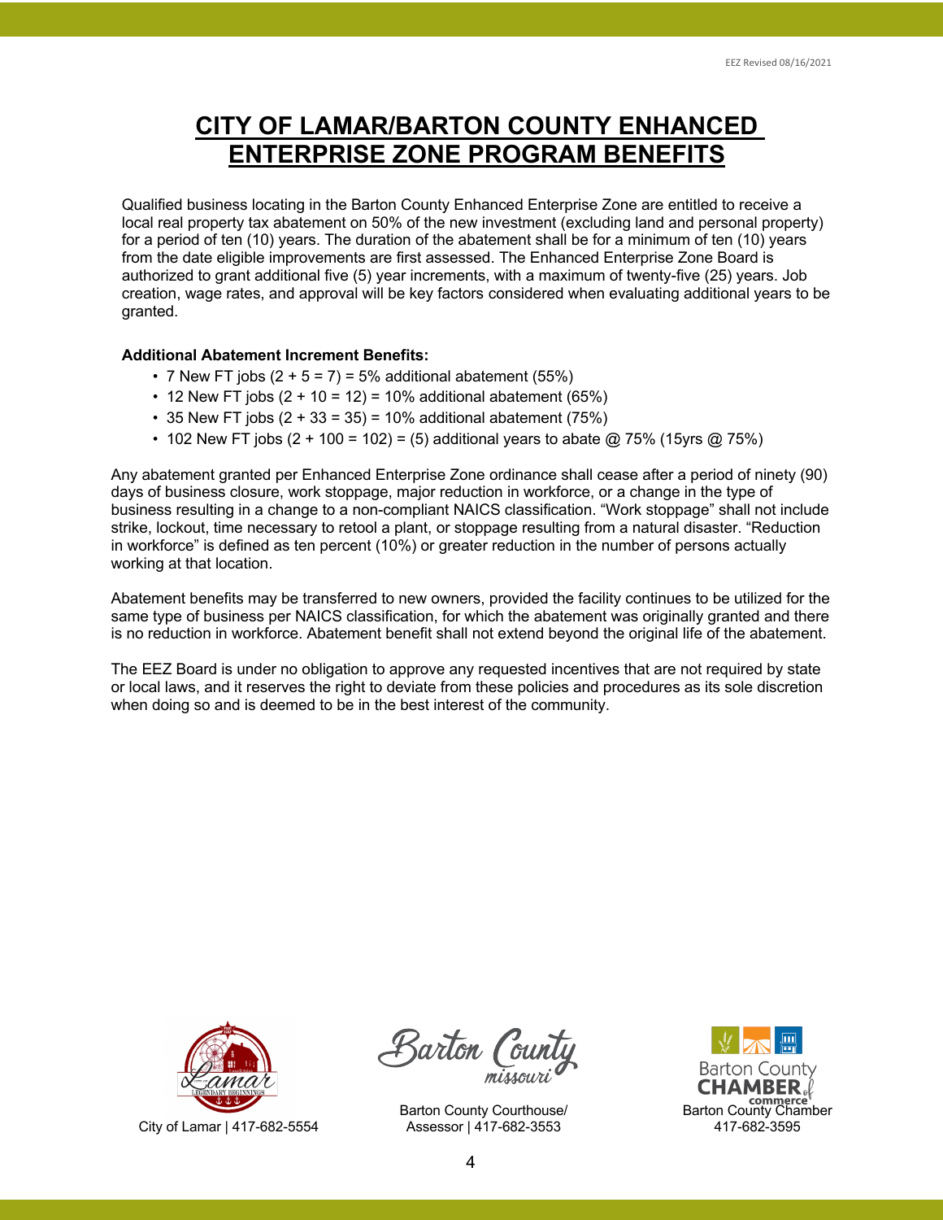# CITY OF LAMAR/BARTON COUNTY ENHANCED ENTERPRISE ZONE PROGRAM BENEFITS

Qualified business locating in the Barton County Enhanced Enterprise Zone are entitled to receive a local real property tax abatement on 50% of the new investment (excluding land and personal property) for a period of ten (10) years. The duration of the abatement shall be for a minimum of ten (10) years from the date eligible improvements are first assessed. The Enhanced Enterprise Zone Board is authorized to grant additional five (5) year increments, with a maximum of twenty-five (25) years. Job creation, wage rates, and approval will be key factors considered when evaluating additional years to be granted.

**Additional Abatement Increment Benefits:**

- 7 New FT jobs (2 + 5 = 7) = 5% additional abatement (55%)
- 12 New FT jobs (2 + 10 = 12) = 10% additional abatement (65%)
- 35 New FT jobs (2 + 33 = 35) = 10% additional abatement (75%)
- 102 New FT jobs (2 + 100 = 102) = (5) additional years to abate @ 75% (15yrs @ 75%)

Any abatement granted per Enhanced Enterprise Zone ordinance shall cease after a period of ninety (90) days of business closure, work stoppage, major reduction in workforce, or a change in the type of business resulting in a change to a non-compliant NAICS classification. “Work stoppage” shall not include strike, lockout, time necessary to retool a plant, or stoppage resulting from a natural disaster. “Reduction in workforce” is defined as ten percent (10%) or greater reduction in the number of persons actually working at that location.

Abatement benefits may be transferred to new owners, provided the facility continues to be utilized for the same type of business per NAICS classification, for which the abatement was originally granted and there is no reduction in workforce. Abatement benefit shall not extend beyond the original life of the abatement.

The EEZ Board is under no obligation to approve any requested incentives that are not required by state or local laws, and it reserves the right to deviate from these policies and procedures as its sole discretion when doing so and is deemed to be in the best interest of the community.

City of Lamar | 417-682-5554

Barton County Courthouse/ Assessor | 417-682-3553

Barton County Chamber 417-682-3595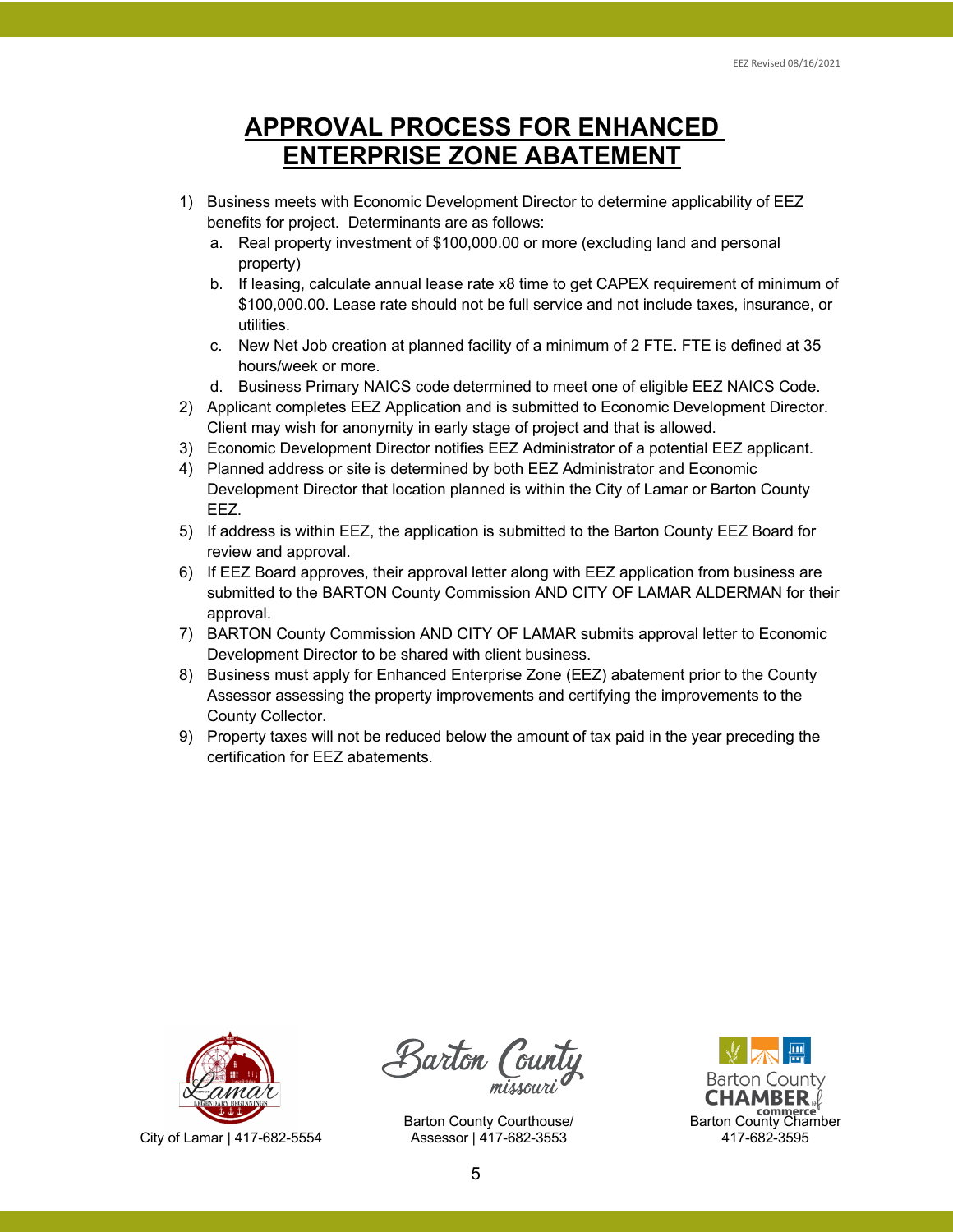# APPROVAL PROCESS FOR ENHANCED ENTERPRISE ZONE ABATEMENT

1) Business meets with Economic Development Director to determine applicability of EEZ benefits for project. Determinants are as follows:
   a. Real property investment of $100,000.00 or more (excluding land and personal property)
   b. If leasing, calculate annual lease rate x8 time to get CAPEX requirement of minimum of $100,000.00. Lease rate should not be full service and not include taxes, insurance, or utilities.
   c. New Net Job creation at planned facility of a minimum of 2 FTE. FTE is defined at 35 hours/week or more.
   d. Business Primary NAICS code determined to meet one of eligible EEZ NAICS Code.
2) Applicant completes EEZ Application and is submitted to Economic Development Director. Client may wish for anonymity in early stage of project and that is allowed.
3) Economic Development Director notifies EEZ Administrator of a potential EEZ applicant.
4) Planned address or site is determined by both EEZ Administrator and Economic Development Director that location planned is within the City of Lamar or Barton County EEZ.
5) If address is within EEZ, the application is submitted to the Barton County EEZ Board for review and approval.
6) If EEZ Board approves, their approval letter along with EEZ application from business are submitted to the BARTON County Commission AND CITY OF LAMAR ALDERMAN for their approval.
7) BARTON County Commission AND CITY OF LAMAR submits approval letter to Economic Development Director to be shared with client business.
8) Business must apply for Enhanced Enterprise Zone (EEZ) abatement prior to the County Assessor assessing the property improvements and certifying the improvements to the County Collector.
9) Property taxes will not be reduced below the amount of tax paid in the year preceding the certification for EEZ abatements.

City of Lamar | 417-682-5554

Barton County Courthouse/ Assessor | 417-682-3553

Barton County Chamber 417-682-3595